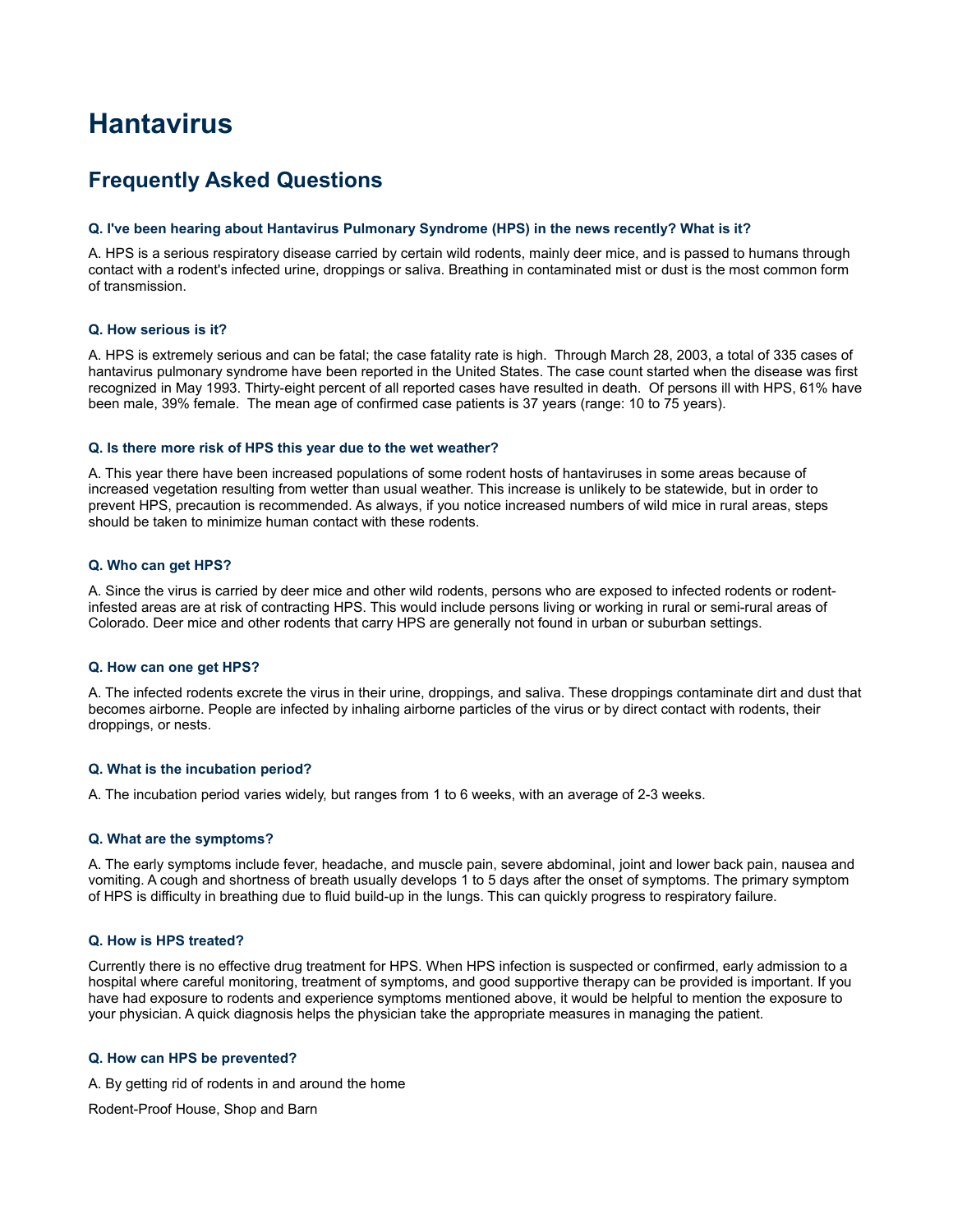# Hantavirus

## Frequently Asked Questions

**Q. I've been hearing about Hantavirus Pulmonary Syndrome (HPS) in the news recently? What is it?**

A. HPS is a serious respiratory disease carried by certain wild rodents, mainly deer mice, and is passed to humans through contact with a rodent's infected urine, droppings or saliva. Breathing in contaminated mist or dust is the most common form of transmission.

**Q. How serious is it?**

A. HPS is extremely serious and can be fatal; the case fatality rate is high. Through March 28, 2003, a total of 335 cases of hantavirus pulmonary syndrome have been reported in the United States. The case count started when the disease was first recognized in May 1993. Thirty-eight percent of all reported cases have resulted in death. Of persons ill with HPS, 61% have been male, 39% female. The mean age of confirmed case patients is 37 years (range: 10 to 75 years).

**Q. Is there more risk of HPS this year due to the wet weather?**

A. This year there have been increased populations of some rodent hosts of hantaviruses in some areas because of increased vegetation resulting from wetter than usual weather. This increase is unlikely to be statewide, but in order to prevent HPS, precaution is recommended. As always, if you notice increased numbers of wild mice in rural areas, steps should be taken to minimize human contact with these rodents.

**Q. Who can get HPS?**

A. Since the virus is carried by deer mice and other wild rodents, persons who are exposed to infected rodents or rodent-infested areas are at risk of contracting HPS. This would include persons living or working in rural or semi-rural areas of Colorado. Deer mice and other rodents that carry HPS are generally not found in urban or suburban settings.

**Q. How can one get HPS?**

A. The infected rodents excrete the virus in their urine, droppings, and saliva. These droppings contaminate dirt and dust that becomes airborne. People are infected by inhaling airborne particles of the virus or by direct contact with rodents, their droppings, or nests.

**Q. What is the incubation period?**

A. The incubation period varies widely, but ranges from 1 to 6 weeks, with an average of 2-3 weeks.

**Q. What are the symptoms?**

A. The early symptoms include fever, headache, and muscle pain, severe abdominal, joint and lower back pain, nausea and vomiting. A cough and shortness of breath usually develops 1 to 5 days after the onset of symptoms. The primary symptom of HPS is difficulty in breathing due to fluid build-up in the lungs. This can quickly progress to respiratory failure.

**Q. How is HPS treated?**

Currently there is no effective drug treatment for HPS. When HPS infection is suspected or confirmed, early admission to a hospital where careful monitoring, treatment of symptoms, and good supportive therapy can be provided is important. If you have had exposure to rodents and experience symptoms mentioned above, it would be helpful to mention the exposure to your physician. A quick diagnosis helps the physician take the appropriate measures in managing the patient.

**Q. How can HPS be prevented?**

A. By getting rid of rodents in and around the home

Rodent-Proof House, Shop and Barn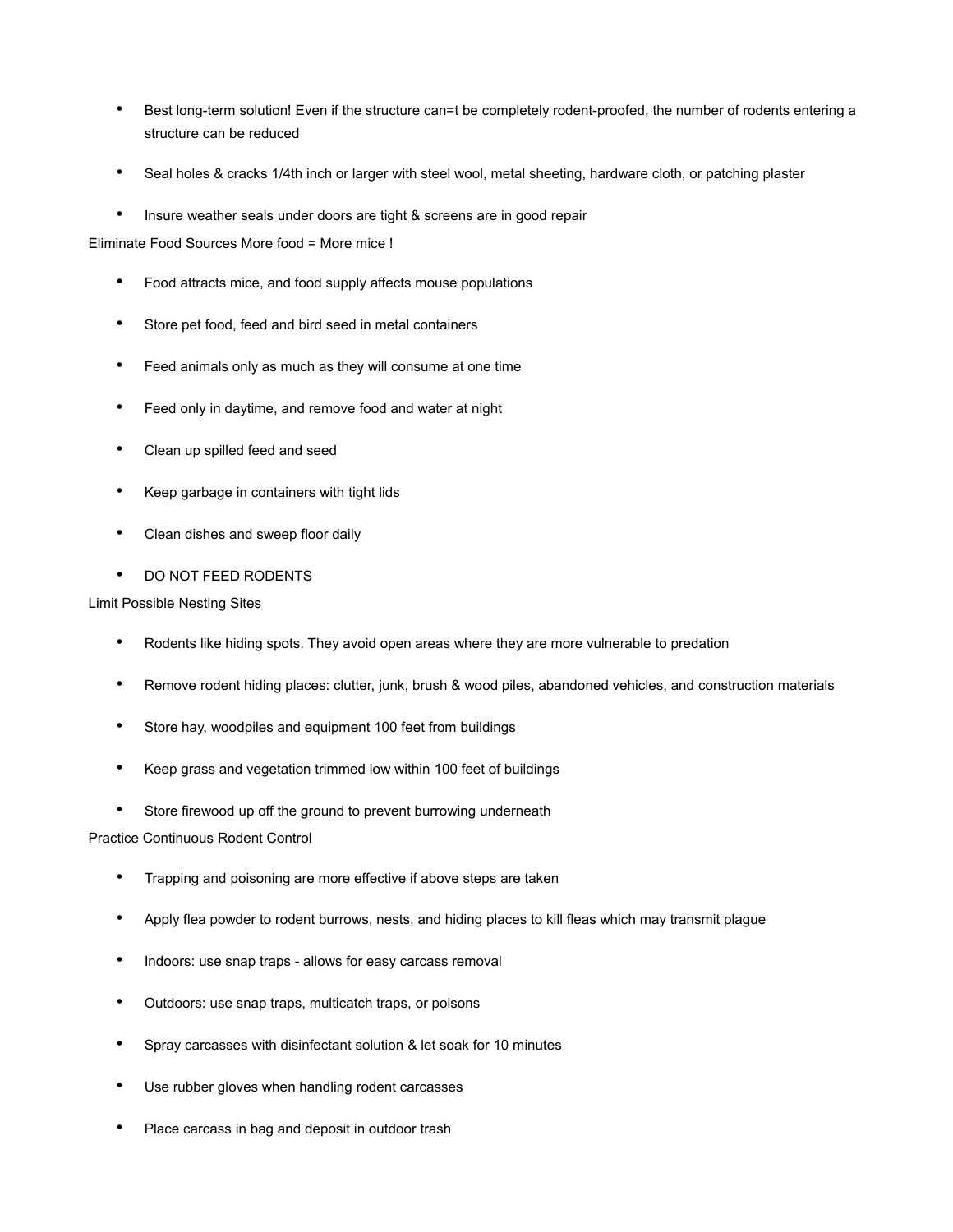- Best long-term solution! Even if the structure can=t be completely rodent-proofed, the number of rodents entering a structure can be reduced
- Seal holes & cracks 1/4th inch or larger with steel wool, metal sheeting, hardware cloth, or patching plaster
- Insure weather seals under doors are tight & screens are in good repair

Eliminate Food Sources More food = More mice !

- Food attracts mice, and food supply affects mouse populations
- Store pet food, feed and bird seed in metal containers
- Feed animals only as much as they will consume at one time
- Feed only in daytime, and remove food and water at night
- Clean up spilled feed and seed
- Keep garbage in containers with tight lids
- Clean dishes and sweep floor daily
- DO NOT FEED RODENTS

Limit Possible Nesting Sites

- Rodents like hiding spots. They avoid open areas where they are more vulnerable to predation
- Remove rodent hiding places: clutter, junk, brush & wood piles, abandoned vehicles, and construction materials
- Store hay, woodpiles and equipment 100 feet from buildings
- Keep grass and vegetation trimmed low within 100 feet of buildings
- Store firewood up off the ground to prevent burrowing underneath

Practice Continuous Rodent Control

- Trapping and poisoning are more effective if above steps are taken
- Apply flea powder to rodent burrows, nests, and hiding places to kill fleas which may transmit plague
- Indoors: use snap traps - allows for easy carcass removal
- Outdoors: use snap traps, multicatch traps, or poisons
- Spray carcasses with disinfectant solution & let soak for 10 minutes
- Use rubber gloves when handling rodent carcasses
- Place carcass in bag and deposit in outdoor trash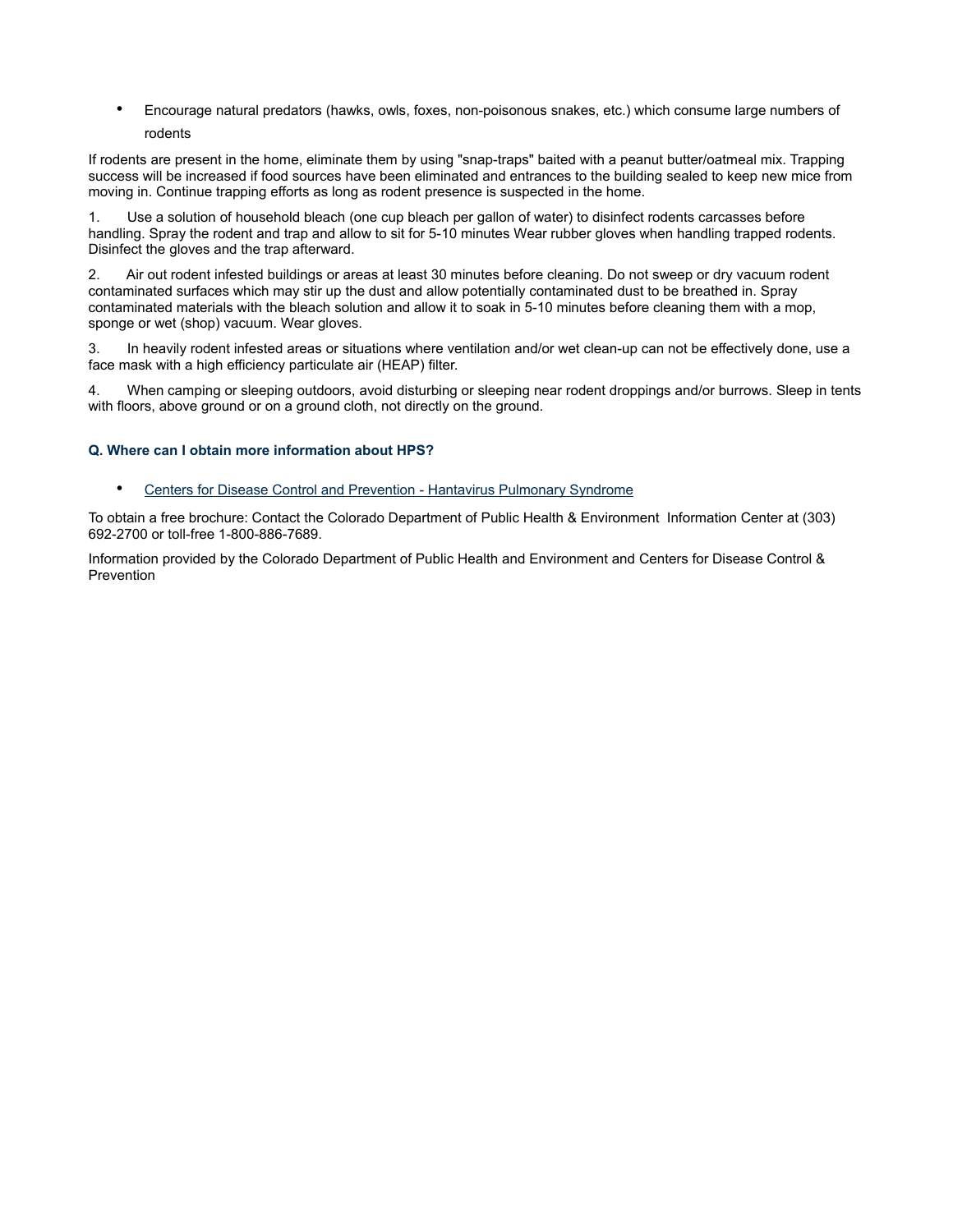- Encourage natural predators (hawks, owls, foxes, non-poisonous snakes, etc.) which consume large numbers of rodents

If rodents are present in the home, eliminate them by using "snap-traps" baited with a peanut butter/oatmeal mix. Trapping success will be increased if food sources have been eliminated and entrances to the building sealed to keep new mice from moving in. Continue trapping efforts as long as rodent presence is suspected in the home.

1. Use a solution of household bleach (one cup bleach per gallon of water) to disinfect rodents carcasses before handling. Spray the rodent and trap and allow to sit for 5-10 minutes Wear rubber gloves when handling trapped rodents. Disinfect the gloves and the trap afterward.

2. Air out rodent infested buildings or areas at least 30 minutes before cleaning. Do not sweep or dry vacuum rodent contaminated surfaces which may stir up the dust and allow potentially contaminated dust to be breathed in. Spray contaminated materials with the bleach solution and allow it to soak in 5-10 minutes before cleaning them with a mop, sponge or wet (shop) vacuum. Wear gloves.

3. In heavily rodent infested areas or situations where ventilation and/or wet clean-up can not be effectively done, use a face mask with a high efficiency particulate air (HEAP) filter.

4. When camping or sleeping outdoors, avoid disturbing or sleeping near rodent droppings and/or burrows. Sleep in tents with floors, above ground or on a ground cloth, not directly on the ground.

### Q. Where can I obtain more information about HPS?

- Centers for Disease Control and Prevention - Hantavirus Pulmonary Syndrome

To obtain a free brochure: Contact the Colorado Department of Public Health & Environment Information Center at (303) 692-2700 or toll-free 1-800-886-7689.

Information provided by the Colorado Department of Public Health and Environment and Centers for Disease Control & Prevention